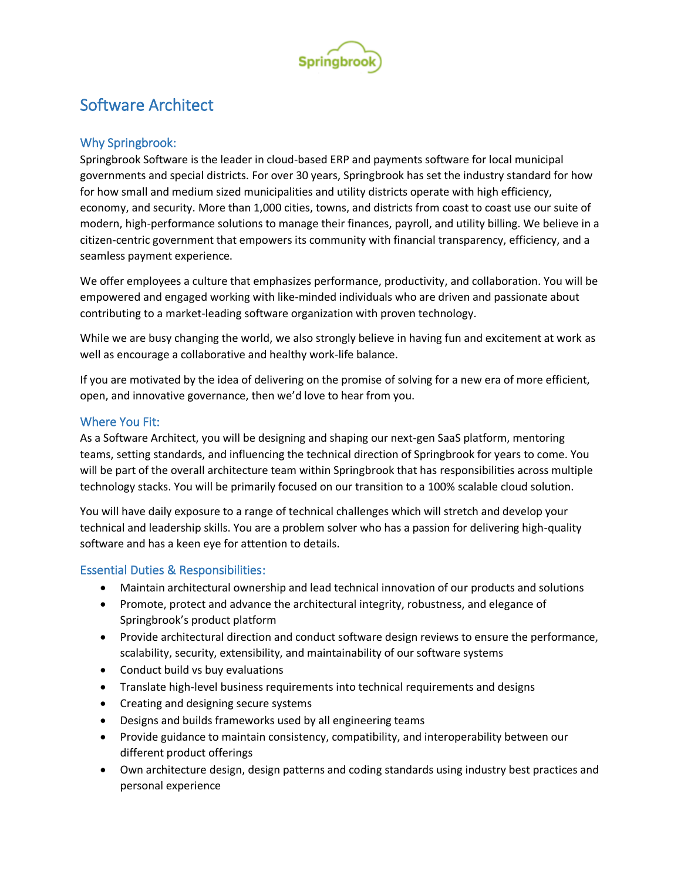Springbrook

# Software Architect

## Why Springbrook:

Springbrook Software is the leader in cloud-based ERP and payments software for local municipal governments and special districts. For over 30 years, Springbrook has set the industry standard for how for how small and medium sized municipalities and utility districts operate with high efficiency, economy, and security. More than 1,000 cities, towns, and districts from coast to coast use our suite of modern, high-performance solutions to manage their finances, payroll, and utility billing. We believe in a citizen-centric government that empowers its community with financial transparency, efficiency, and a seamless payment experience.

We offer employees a culture that emphasizes performance, productivity, and collaboration. You will be empowered and engaged working with like-minded individuals who are driven and passionate about contributing to a market-leading software organization with proven technology.

While we are busy changing the world, we also strongly believe in having fun and excitement at work as well as encourage a collaborative and healthy work-life balance.

If you are motivated by the idea of delivering on the promise of solving for a new era of more efficient, open, and innovative governance, then we'd love to hear from you.

## Where You Fit:

As a Software Architect, you will be designing and shaping our next-gen SaaS platform, mentoring teams, setting standards, and influencing the technical direction of Springbrook for years to come. You will be part of the overall architecture team within Springbrook that has responsibilities across multiple technology stacks. You will be primarily focused on our transition to a 100% scalable cloud solution.

You will have daily exposure to a range of technical challenges which will stretch and develop your technical and leadership skills. You are a problem solver who has a passion for delivering high-quality software and has a keen eye for attention to details.

## Essential Duties & Responsibilities:

- Maintain architectural ownership and lead technical innovation of our products and solutions
- Promote, protect and advance the architectural integrity, robustness, and elegance of Springbrook's product platform
- Provide architectural direction and conduct software design reviews to ensure the performance, scalability, security, extensibility, and maintainability of our software systems
- Conduct build vs buy evaluations
- Translate high-level business requirements into technical requirements and designs
- Creating and designing secure systems
- Designs and builds frameworks used by all engineering teams
- Provide guidance to maintain consistency, compatibility, and interoperability between our different product offerings
- Own architecture design, design patterns and coding standards using industry best practices and personal experience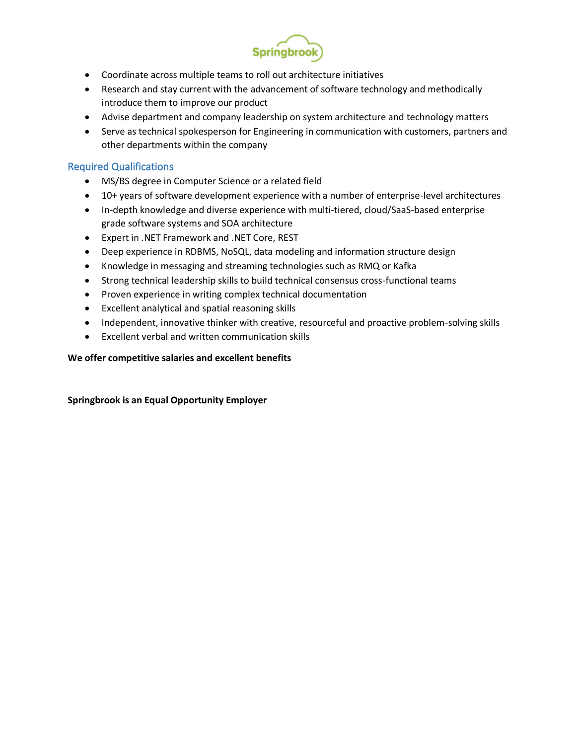- Coordinate across multiple teams to roll out architecture initiatives
- Research and stay current with the advancement of software technology and methodically introduce them to improve our product
- Advise department and company leadership on system architecture and technology matters
- Serve as technical spokesperson for Engineering in communication with customers, partners and other departments within the company

## Required Qualifications

- MS/BS degree in Computer Science or a related field
- 10+ years of software development experience with a number of enterprise-level architectures
- In-depth knowledge and diverse experience with multi-tiered, cloud/SaaS-based enterprise grade software systems and SOA architecture
- Expert in .NET Framework and .NET Core, REST
- Deep experience in RDBMS, NoSQL, data modeling and information structure design
- Knowledge in messaging and streaming technologies such as RMQ or Kafka
- Strong technical leadership skills to build technical consensus cross-functional teams
- Proven experience in writing complex technical documentation
- Excellent analytical and spatial reasoning skills
- Independent, innovative thinker with creative, resourceful and proactive problem-solving skills
- Excellent verbal and written communication skills

**We offer competitive salaries and excellent benefits**

**Springbrook is an Equal Opportunity Employer**